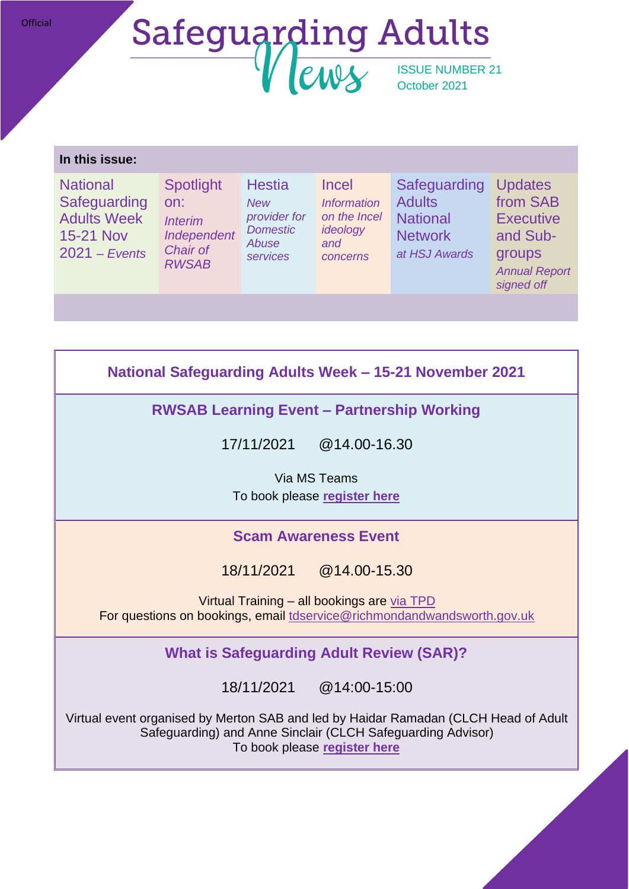Official

# Safeguarding Adults News

ISSUE NUMBER 21
October 2021

**In this issue:**

| National Safeguarding Adults Week 15-21 Nov 2021 – *Events* | Spotlight on: *Interim Independent Chair of RWSAB* | Hestia *New provider for Domestic Abuse services* | Incel *Information on the Incel ideology and concerns* | Safeguarding Adults National Network *at HSJ Awards* | Updates from SAB Executive and Sub-groups *Annual Report signed off* |
|---|---|---|---|---|---|

## National Safeguarding Adults Week – 15-21 November 2021

### RWSAB Learning Event – Partnership Working

17/11/2021 @14.00-16.30

Via MS Teams
To book please **register here**

### Scam Awareness Event

18/11/2021 @14.00-15.30

Virtual Training – all bookings are via TPD
For questions on bookings, email tdservice@richmondandwandsworth.gov.uk

### What is Safeguarding Adult Review (SAR)?

18/11/2021 @14:00-15:00

Virtual event organised by Merton SAB and led by Haidar Ramadan (CLCH Head of Adult Safeguarding) and Anne Sinclair (CLCH Safeguarding Advisor)
To book please **register here**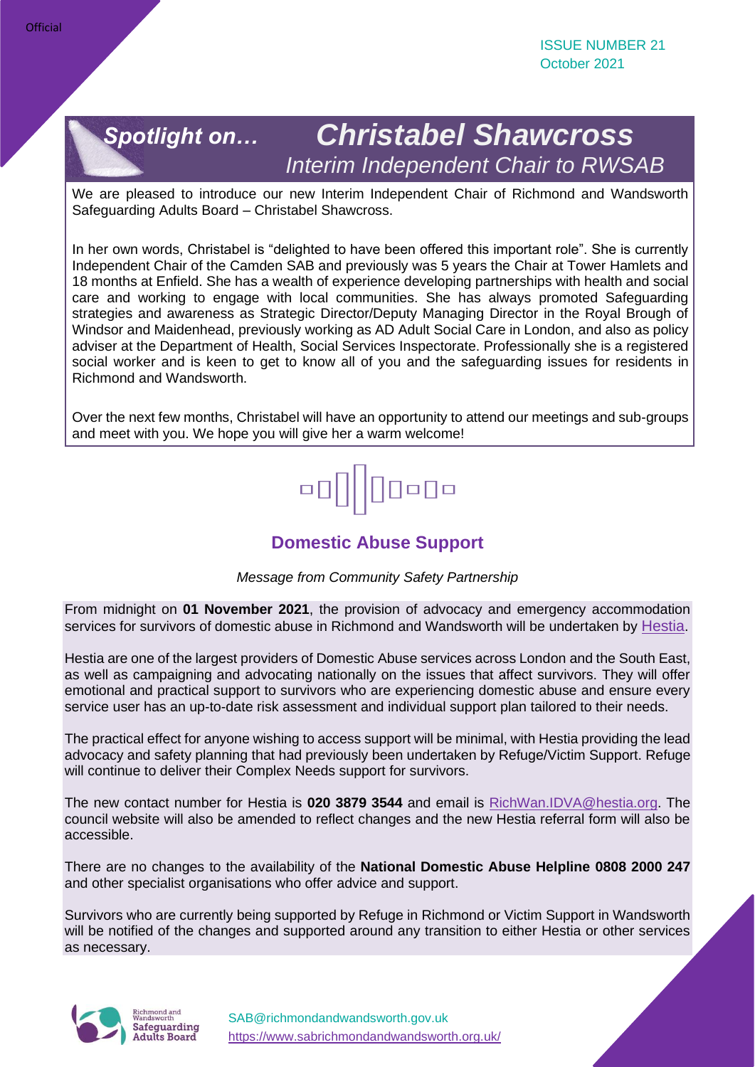## *Spotlight on…* *Christabel Shawcross*

### *Interim Independent Chair to RWSAB*

We are pleased to introduce our new Interim Independent Chair of Richmond and Wandsworth Safeguarding Adults Board – Christabel Shawcross.

In her own words, Christabel is "delighted to have been offered this important role". She is currently Independent Chair of the Camden SAB and previously was 5 years the Chair at Tower Hamlets and 18 months at Enfield. She has a wealth of experience developing partnerships with health and social care and working to engage with local communities. She has always promoted Safeguarding strategies and awareness as Strategic Director/Deputy Managing Director in the Royal Brough of Windsor and Maidenhead, previously working as AD Adult Social Care in London, and also as policy adviser at the Department of Health, Social Services Inspectorate. Professionally she is a registered social worker and is keen to get to know all of you and the safeguarding issues for residents in Richmond and Wandsworth.

Over the next few months, Christabel will have an opportunity to attend our meetings and sub-groups and meet with you. We hope you will give her a warm welcome!

## Domestic Abuse Support

*Message from Community Safety Partnership*

From midnight on **01 November 2021**, the provision of advocacy and emergency accommodation services for survivors of domestic abuse in Richmond and Wandsworth will be undertaken by Hestia.

Hestia are one of the largest providers of Domestic Abuse services across London and the South East, as well as campaigning and advocating nationally on the issues that affect survivors. They will offer emotional and practical support to survivors who are experiencing domestic abuse and ensure every service user has an up-to-date risk assessment and individual support plan tailored to their needs.

The practical effect for anyone wishing to access support will be minimal, with Hestia providing the lead advocacy and safety planning that had previously been undertaken by Refuge/Victim Support. Refuge will continue to deliver their Complex Needs support for survivors.

The new contact number for Hestia is **020 3879 3544** and email is RichWan.IDVA@hestia.org. The council website will also be amended to reflect changes and the new Hestia referral form will also be accessible.

There are no changes to the availability of the **National Domestic Abuse Helpline 0808 2000 247** and other specialist organisations who offer advice and support.

Survivors who are currently being supported by Refuge in Richmond or Victim Support in Wandsworth will be notified of the changes and supported around any transition to either Hestia or other services as necessary.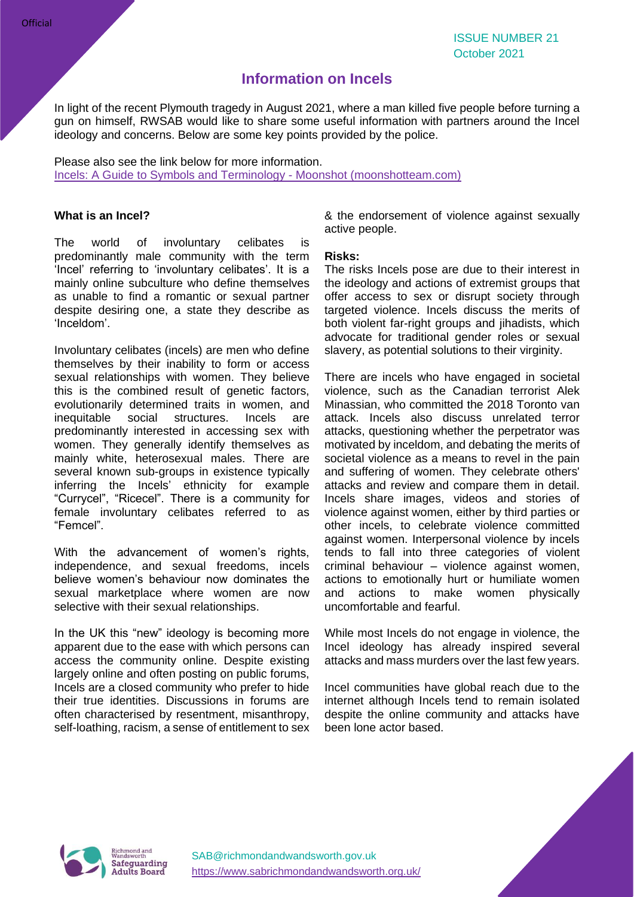ISSUE NUMBER 21
October 2021

# Information on Incels

In light of the recent Plymouth tragedy in August 2021, where a man killed five people before turning a gun on himself, RWSAB would like to share some useful information with partners around the Incel ideology and concerns. Below are some key points provided by the police.

Please also see the link below for more information.
[Incels: A Guide to Symbols and Terminology - Moonshot (moonshotteam.com)](https://moonshotteam.com)

**What is an Incel?**

The world of involuntary celibates is predominantly male community with the term 'Incel' referring to 'involuntary celibates'. It is a mainly online subculture who define themselves as unable to find a romantic or sexual partner despite desiring one, a state they describe as 'Inceldom'.

Involuntary celibates (incels) are men who define themselves by their inability to form or access sexual relationships with women. They believe this is the combined result of genetic factors, evolutionarily determined traits in women, and inequitable social structures. Incels are predominantly interested in accessing sex with women. They generally identify themselves as mainly white, heterosexual males. There are several known sub-groups in existence typically inferring the Incels' ethnicity for example "Currycel", "Ricecel". There is a community for female involuntary celibates referred to as "Femcel".

With the advancement of women's rights, independence, and sexual freedoms, incels believe women's behaviour now dominates the sexual marketplace where women are now selective with their sexual relationships.

In the UK this "new" ideology is becoming more apparent due to the ease with which persons can access the community online. Despite existing largely online and often posting on public forums, Incels are a closed community who prefer to hide their true identities. Discussions in forums are often characterised by resentment, misanthropy, self-loathing, racism, a sense of entitlement to sex & the endorsement of violence against sexually active people.

**Risks:**

The risks Incels pose are due to their interest in the ideology and actions of extremist groups that offer access to sex or disrupt society through targeted violence. Incels discuss the merits of both violent far-right groups and jihadists, which advocate for traditional gender roles or sexual slavery, as potential solutions to their virginity.

There are incels who have engaged in societal violence, such as the Canadian terrorist Alek Minassian, who committed the 2018 Toronto van attack. Incels also discuss unrelated terror attacks, questioning whether the perpetrator was motivated by inceldom, and debating the merits of societal violence as a means to revel in the pain and suffering of women. They celebrate others' attacks and review and compare them in detail. Incels share images, videos and stories of violence against women, either by third parties or other incels, to celebrate violence committed against women. Interpersonal violence by incels tends to fall into three categories of violent criminal behaviour – violence against women, actions to emotionally hurt or humiliate women and actions to make women physically uncomfortable and fearful.

While most Incels do not engage in violence, the Incel ideology has already inspired several attacks and mass murders over the last few years.

Incel communities have global reach due to the internet although Incels tend to remain isolated despite the online community and attacks have been lone actor based.

SAB@richmondandwandsworth.gov.uk
https://www.sabrichmondandwandsworth.org.uk/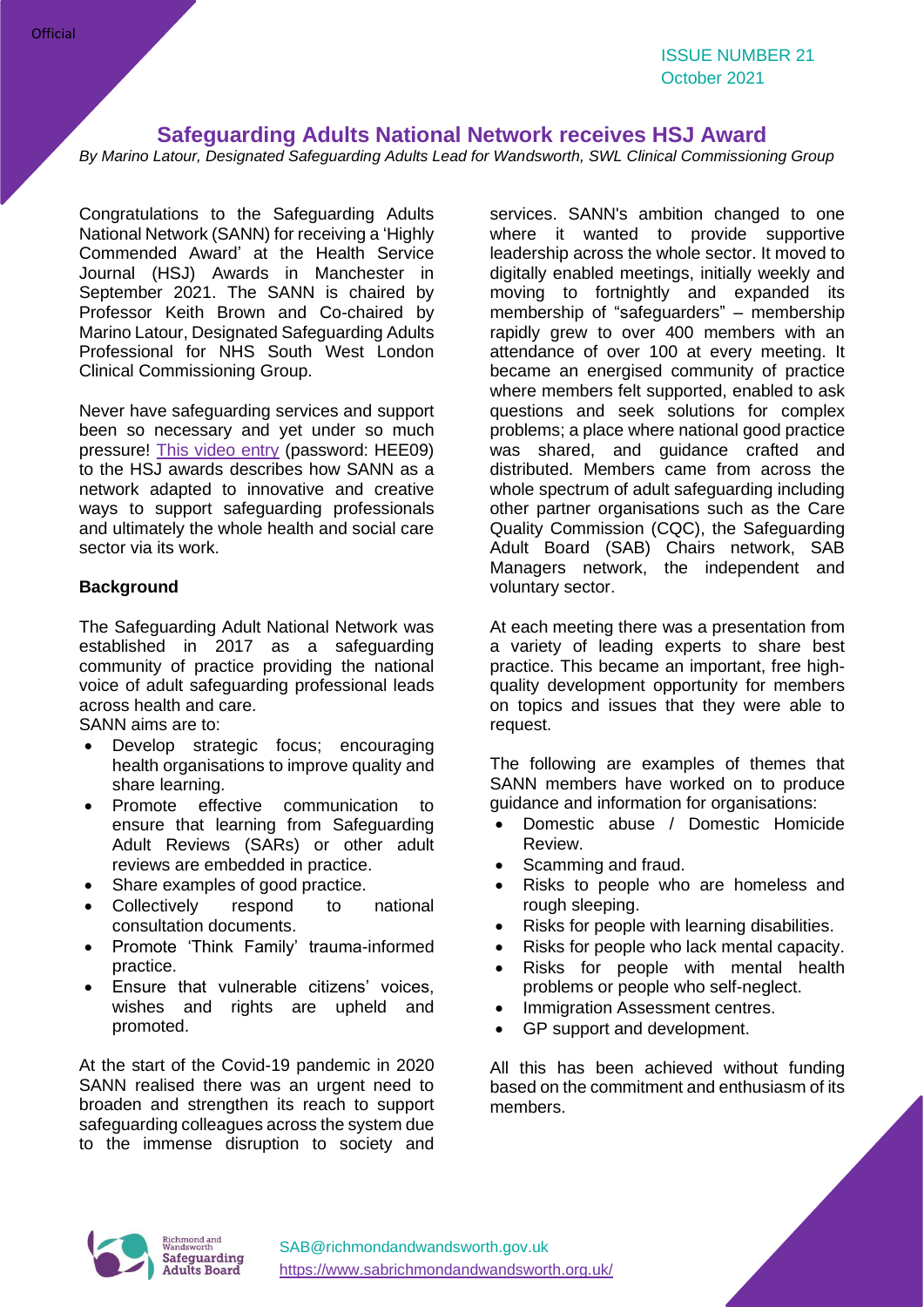# Safeguarding Adults National Network receives HSJ Award

*By Marino Latour, Designated Safeguarding Adults Lead for Wandsworth, SWL Clinical Commissioning Group*

Congratulations to the Safeguarding Adults National Network (SANN) for receiving a 'Highly Commended Award' at the Health Service Journal (HSJ) Awards in Manchester in September 2021. The SANN is chaired by Professor Keith Brown and Co-chaired by Marino Latour, Designated Safeguarding Adults Professional for NHS South West London Clinical Commissioning Group.

Never have safeguarding services and support been so necessary and yet under so much pressure! This video entry (password: HEE09) to the HSJ awards describes how SANN as a network adapted to innovative and creative ways to support safeguarding professionals and ultimately the whole health and social care sector via its work.

**Background**

The Safeguarding Adult National Network was established in 2017 as a safeguarding community of practice providing the national voice of adult safeguarding professional leads across health and care.

SANN aims are to:

- Develop strategic focus; encouraging health organisations to improve quality and share learning.
- Promote effective communication to ensure that learning from Safeguarding Adult Reviews (SARs) or other adult reviews are embedded in practice.
- Share examples of good practice.
- Collectively respond to national consultation documents.
- Promote 'Think Family' trauma-informed practice.
- Ensure that vulnerable citizens' voices, wishes and rights are upheld and promoted.

At the start of the Covid-19 pandemic in 2020 SANN realised there was an urgent need to broaden and strengthen its reach to support safeguarding colleagues across the system due to the immense disruption to society and services. SANN's ambition changed to one where it wanted to provide supportive leadership across the whole sector. It moved to digitally enabled meetings, initially weekly and moving to fortnightly and expanded its membership of "safeguarders" – membership rapidly grew to over 400 members with an attendance of over 100 at every meeting. It became an energised community of practice where members felt supported, enabled to ask questions and seek solutions for complex problems; a place where national good practice was shared, and guidance crafted and distributed. Members came from across the whole spectrum of adult safeguarding including other partner organisations such as the Care Quality Commission (CQC), the Safeguarding Adult Board (SAB) Chairs network, SAB Managers network, the independent and voluntary sector.

At each meeting there was a presentation from a variety of leading experts to share best practice. This became an important, free high-quality development opportunity for members on topics and issues that they were able to request.

The following are examples of themes that SANN members have worked on to produce guidance and information for organisations:

- Domestic abuse / Domestic Homicide Review.
- Scamming and fraud.
- Risks to people who are homeless and rough sleeping.
- Risks for people with learning disabilities.
- Risks for people who lack mental capacity.
- Risks for people with mental health problems or people who self-neglect.
- Immigration Assessment centres.
- GP support and development.

All this has been achieved without funding based on the commitment and enthusiasm of its members.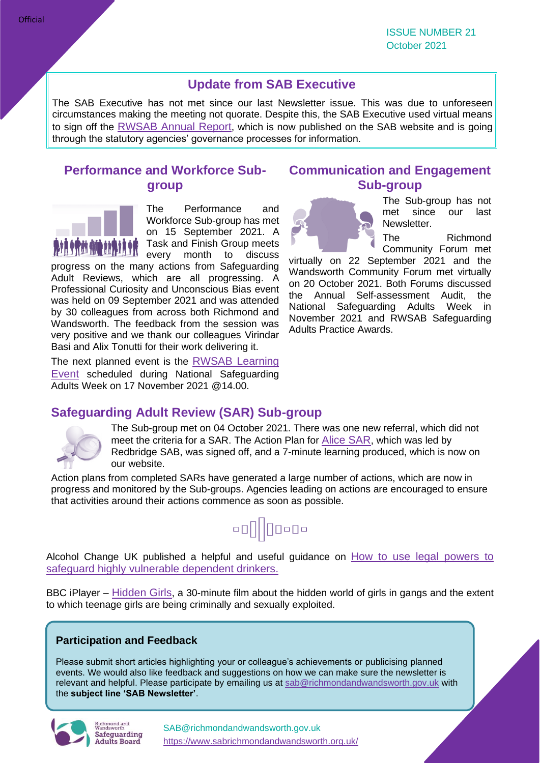## Update from SAB Executive

The SAB Executive has not met since our last Newsletter issue. This was due to unforeseen circumstances making the meeting not quorate. Despite this, the SAB Executive used virtual means to sign off the RWSAB Annual Report, which is now published on the SAB website and is going through the statutory agencies' governance processes for information.

## Performance and Workforce Sub-group

The Performance and Workforce Sub-group has met on 15 September 2021. A Task and Finish Group meets every month to discuss progress on the many actions from Safeguarding Adult Reviews, which are all progressing. A Professional Curiosity and Unconscious Bias event was held on 09 September 2021 and was attended by 30 colleagues from across both Richmond and Wandsworth. The feedback from the session was very positive and we thank our colleagues Virindar Basi and Alix Tonutti for their work delivering it.

The next planned event is the RWSAB Learning Event scheduled during National Safeguarding Adults Week on 17 November 2021 @14.00.

## Communication and Engagement Sub-group

The Sub-group has not met since our last Newsletter.

The Richmond Community Forum met virtually on 22 September 2021 and the Wandsworth Community Forum met virtually on 20 October 2021. Both Forums discussed the Annual Self-assessment Audit, the National Safeguarding Adults Week in November 2021 and RWSAB Safeguarding Adults Practice Awards.

## Safeguarding Adult Review (SAR) Sub-group

The Sub-group met on 04 October 2021. There was one new referral, which did not meet the criteria for a SAR. The Action Plan for Alice SAR, which was led by Redbridge SAB, was signed off, and a 7-minute learning produced, which is now on our website.

Action plans from completed SARs have generated a large number of actions, which are now in progress and monitored by the Sub-groups. Agencies leading on actions are encouraged to ensure that activities around their actions commence as soon as possible.

Alcohol Change UK published a helpful and useful guidance on How to use legal powers to safeguard highly vulnerable dependent drinkers.

BBC iPlayer – Hidden Girls, a 30-minute film about the hidden world of girls in gangs and the extent to which teenage girls are being criminally and sexually exploited.

### Participation and Feedback

Please submit short articles highlighting your or colleague's achievements or publicising planned events. We would also like feedback and suggestions on how we can make sure the newsletter is relevant and helpful. Please participate by emailing us at sab@richmondandwandsworth.gov.uk with the **subject line 'SAB Newsletter'**.

Richmond and Wandsworth Safeguarding Adults Board

SAB@richmondandwandsworth.gov.uk
https://www.sabrichmondandwandsworth.org.uk/